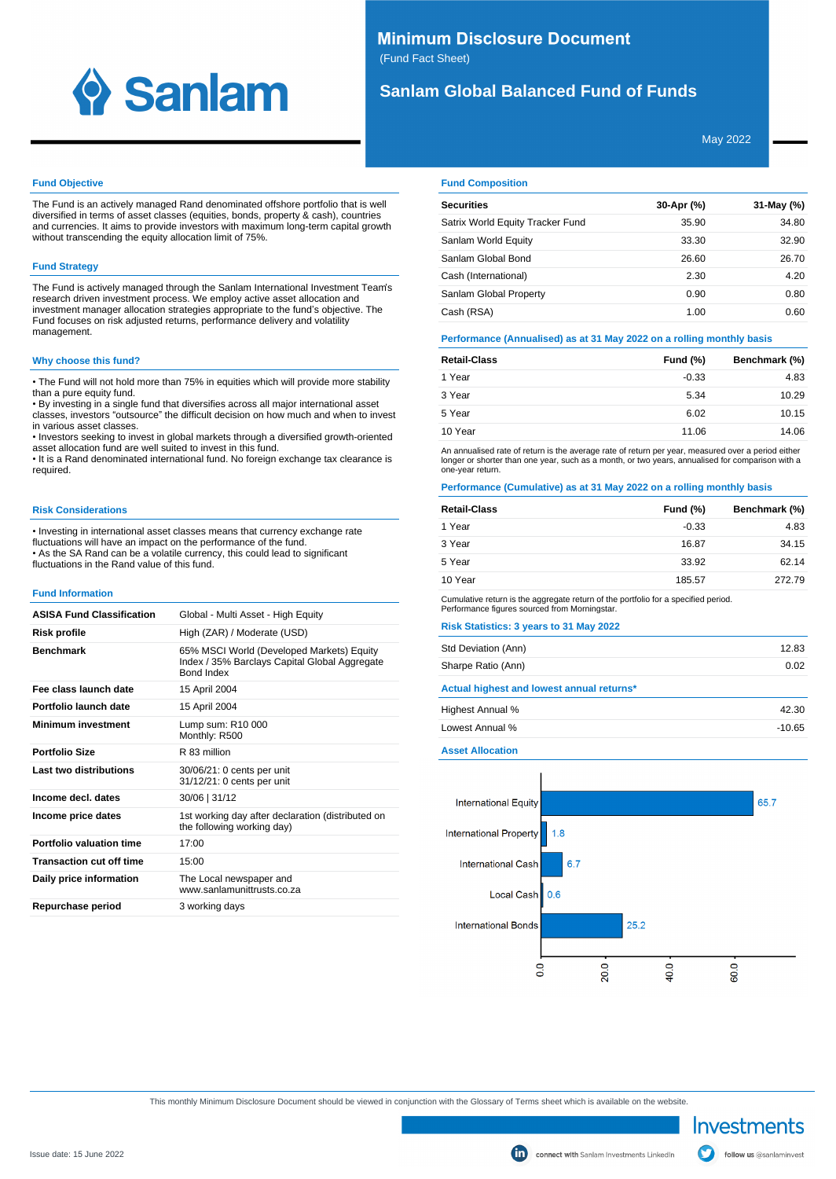# Minimum Disclosure Document

(Fund Fact Sheet)

## Sanlam Global Balanced Fund of Funds

May 2022

### Fund Objective

The Fund is an actively managed Rand denominated offshore portfolio that is well diversified in terms of asset classes (equities, bonds, property & cash), countries and currencies. It aims to provide investors with maximum long-term capital growth without transcending the equity allocation limit of 75%.

### Fund Strategy

The Fund is actively managed through the Sanlam International Investment Team's research driven investment process. We employ active asset allocation and investment manager allocation strategies appropriate to the fund's objective. The Fund focuses on risk adjusted returns, performance delivery and volatility management.

### Why choose this fund?

- The Fund will not hold more than 75% in equities which will provide more stability than a pure equity fund.
- By investing in a single fund that diversifies across all major international asset classes, investors "outsource" the difficult decision on how much and when to invest in various asset classes.
- Investors seeking to invest in global markets through a diversified growth-oriented asset allocation fund are well suited to invest in this fund.
- It is a Rand denominated international fund. No foreign exchange tax clearance is required.

### Risk Considerations

- Investing in international asset classes means that currency exchange rate fluctuations will have an impact on the performance of the fund.
- As the SA Rand can be a volatile currency, this could lead to significant fluctuations in the Rand value of this fund.

### Fund Information

| | |
|---|---|
| **ASISA Fund Classification** | Global - Multi Asset - High Equity |
| **Risk profile** | High (ZAR) / Moderate (USD) |
| **Benchmark** | 65% MSCI World (Developed Markets) Equity Index / 35% Barclays Capital Global Aggregate Bond Index |
| **Fee class launch date** | 15 April 2004 |
| **Portfolio launch date** | 15 April 2004 |
| **Minimum investment** | Lump sum: R10 000<br>Monthly: R500 |
| **Portfolio Size** | R 83 million |
| **Last two distributions** | 30/06/21: 0 cents per unit<br>31/12/21: 0 cents per unit |
| **Income decl. dates** | 30/06 \| 31/12 |
| **Income price dates** | 1st working day after declaration (distributed on the following working day) |
| **Portfolio valuation time** | 17:00 |
| **Transaction cut off time** | 15:00 |
| **Daily price information** | The Local newspaper and www.sanlamunittrusts.co.za |
| **Repurchase period** | 3 working days |

### Fund Composition

| Securities | 30-Apr (%) | 31-May (%) |
|---|---|---|
| Satrix World Equity Tracker Fund | 35.90 | 34.80 |
| Sanlam World Equity | 33.30 | 32.90 |
| Sanlam Global Bond | 26.60 | 26.70 |
| Cash (International) | 2.30 | 4.20 |
| Sanlam Global Property | 0.90 | 0.80 |
| Cash (RSA) | 1.00 | 0.60 |

### Performance (Annualised) as at 31 May 2022 on a rolling monthly basis

| Retail-Class | Fund (%) | Benchmark (%) |
|---|---|---|
| 1 Year | -0.33 | 4.83 |
| 3 Year | 5.34 | 10.29 |
| 5 Year | 6.02 | 10.15 |
| 10 Year | 11.06 | 14.06 |

An annualised rate of return is the average rate of return per year, measured over a period either longer or shorter than one year, such as a month, or two years, annualised for comparison with a one-year return.

### Performance (Cumulative) as at 31 May 2022 on a rolling monthly basis

| Retail-Class | Fund (%) | Benchmark (%) |
|---|---|---|
| 1 Year | -0.33 | 4.83 |
| 3 Year | 16.87 | 34.15 |
| 5 Year | 33.92 | 62.14 |
| 10 Year | 185.57 | 272.79 |

Cumulative return is the aggregate return of the portfolio for a specified period.
Performance figures sourced from Morningstar.

### Risk Statistics: 3 years to 31 May 2022

| | |
|---|---|
| Std Deviation (Ann) | 12.83 |
| Sharpe Ratio (Ann) | 0.02 |

### Actual highest and lowest annual returns*

| | |
|---|---|
| Highest Annual % | 42.30 |
| Lowest Annual % | -10.65 |

### Asset Allocation

| Asset | % |
|---|---|
| International Equity | 65.7 |
| International Property | 1.8 |
| International Cash | 6.7 |
| Local Cash | 0.6 |
| International Bonds | 25.2 |

This monthly Minimum Disclosure Document should be viewed in conjunction with the Glossary of Terms sheet which is available on the website.

Issue date: 15 June 2022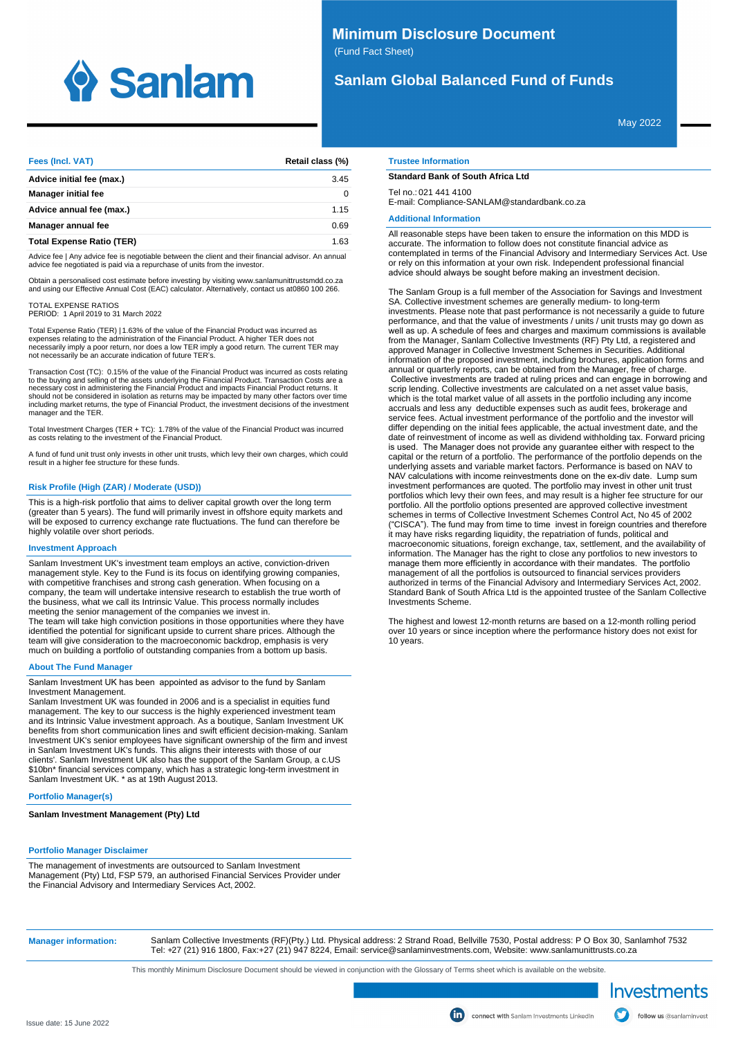# Minimum Disclosure Document

(Fund Fact Sheet)

## Sanlam Global Balanced Fund of Funds

May 2022

### Fees (Incl. VAT)

| | Retail class (%) |
|---|---|
| **Advice initial fee (max.)** | 3.45 |
| **Manager initial fee** | 0 |
| **Advice annual fee (max.)** | 1.15 |
| **Manager annual fee** | 0.69 |
| **Total Expense Ratio (TER)** | 1.63 |

Advice fee | Any advice fee is negotiable between the client and their financial advisor. An annual advice fee negotiated is paid via a repurchase of units from the investor.

Obtain a personalised cost estimate before investing by visiting www.sanlamunittrustsmdd.co.za and using our Effective Annual Cost (EAC) calculator. Alternatively, contact us at0860 100 266.

TOTAL EXPENSE RATIOS
PERIOD: 1 April 2019 to 31 March 2022

Total Expense Ratio (TER) | 1.63% of the value of the Financial Product was incurred as expenses relating to the administration of the Financial Product. A higher TER does not necessarily imply a poor return, nor does a low TER imply a good return. The current TER may not necessarily be an accurate indication of future TER's.

Transaction Cost (TC): 0.15% of the value of the Financial Product was incurred as costs relating to the buying and selling of the assets underlying the Financial Product. Transaction Costs are a necessary cost in administering the Financial Product and impacts Financial Product returns. It should not be considered in isolation as returns may be impacted by many other factors over time including market returns, the type of Financial Product, the investment decisions of the investment manager and the TER.

Total Investment Charges (TER + TC): 1.78% of the value of the Financial Product was incurred as costs relating to the investment of the Financial Product.

A fund of fund unit trust only invests in other unit trusts, which levy their own charges, which could result in a higher fee structure for these funds.

### Risk Profile (High (ZAR) / Moderate (USD))

This is a high-risk portfolio that aims to deliver capital growth over the long term (greater than 5 years). The fund will primarily invest in offshore equity markets and will be exposed to currency exchange rate fluctuations. The fund can therefore be highly volatile over short periods.

### Investment Approach

Sanlam Investment UK's investment team employs an active, conviction-driven management style. Key to the Fund is its focus on identifying growing companies, with competitive franchises and strong cash generation. When focusing on a company, the team will undertake intensive research to establish the true worth of the business, what we call its Intrinsic Value. This process normally includes meeting the senior management of the companies we invest in.
The team will take high conviction positions in those opportunities where they have identified the potential for significant upside to current share prices. Although the team will give consideration to the macroeconomic backdrop, emphasis is very much on building a portfolio of outstanding companies from a bottom up basis.

### About The Fund Manager

Sanlam Investment UK has been appointed as advisor to the fund by Sanlam Investment Management.
Sanlam Investment UK was founded in 2006 and is a specialist in equities fund management. The key to our success is the highly experienced investment team and its Intrinsic Value investment approach. As a boutique, Sanlam Investment UK benefits from short communication lines and swift efficient decision-making. Sanlam Investment UK's senior employees have significant ownership of the firm and invest in Sanlam Investment UK's funds. This aligns their interests with those of our clients'. Sanlam Investment UK also has the support of the Sanlam Group, a c.US $10bn* financial services company, which has a strategic long-term investment in Sanlam Investment UK. * as at 19th August 2013.

### Portfolio Manager(s)

**Sanlam Investment Management (Pty) Ltd**

### Portfolio Manager Disclaimer

The management of investments are outsourced to Sanlam Investment Management (Pty) Ltd, FSP 579, an authorised Financial Services Provider under the Financial Advisory and Intermediary Services Act, 2002.

### Trustee Information

**Standard Bank of South Africa Ltd**

Tel no.: 021 441 4100
E-mail: Compliance-SANLAM@standardbank.co.za

### Additional Information

All reasonable steps have been taken to ensure the information on this MDD is accurate. The information to follow does not constitute financial advice as contemplated in terms of the Financial Advisory and Intermediary Services Act. Use or rely on this information at your own risk. Independent professional financial advice should always be sought before making an investment decision.

The Sanlam Group is a full member of the Association for Savings and Investment SA. Collective investment schemes are generally medium- to long-term investments. Please note that past performance is not necessarily a guide to future performance, and that the value of investments / units / unit trusts may go down as well as up. A schedule of fees and charges and maximum commissions is available from the Manager, Sanlam Collective Investments (RF) Pty Ltd, a registered and approved Manager in Collective Investment Schemes in Securities. Additional information of the proposed investment, including brochures, application forms and annual or quarterly reports, can be obtained from the Manager, free of charge. Collective investments are traded at ruling prices and can engage in borrowing and scrip lending. Collective investments are calculated on a net asset value basis, which is the total market value of all assets in the portfolio including any income accruals and less any deductible expenses such as audit fees, brokerage and service fees. Actual investment performance of the portfolio and the investor will differ depending on the initial fees applicable, the actual investment date, and the date of reinvestment of income as well as dividend withholding tax. Forward pricing is used. The Manager does not provide any guarantee either with respect to the capital or the return of a portfolio. The performance of the portfolio depends on the underlying assets and variable market factors. Performance is based on NAV to NAV calculations with income reinvestments done on the ex-div date. Lump sum investment performances are quoted. The portfolio may invest in other unit trust portfolios which levy their own fees, and may result is a higher fee structure for our portfolio. All the portfolio options presented are approved collective investment schemes in terms of Collective Investment Schemes Control Act, No 45 of 2002 ("CISCA"). The fund may from time to time invest in foreign countries and therefore it may have risks regarding liquidity, the repatriation of funds, political and macroeconomic situations, foreign exchange, tax, settlement, and the availability of information. The Manager has the right to close any portfolios to new investors to manage them more efficiently in accordance with their mandates. The portfolio management of all the portfolios is outsourced to financial services providers authorized in terms of the Financial Advisory and Intermediary Services Act, 2002. Standard Bank of South Africa Ltd is the appointed trustee of the Sanlam Collective Investments Scheme.

The highest and lowest 12-month returns are based on a 12-month rolling period over 10 years or since inception where the performance history does not exist for 10 years.

**Manager information:** Sanlam Collective Investments (RF)(Pty.) Ltd. Physical address: 2 Strand Road, Bellville 7530, Postal address: P O Box 30, Sanlamhof 7532 Tel: +27 (21) 916 1800, Fax:+27 (21) 947 8224, Email: service@sanlaminvestments.com, Website: www.sanlamunittrusts.co.za

This monthly Minimum Disclosure Document should be viewed in conjunction with the Glossary of Terms sheet which is available on the website.

Issue date: 15 June 2022